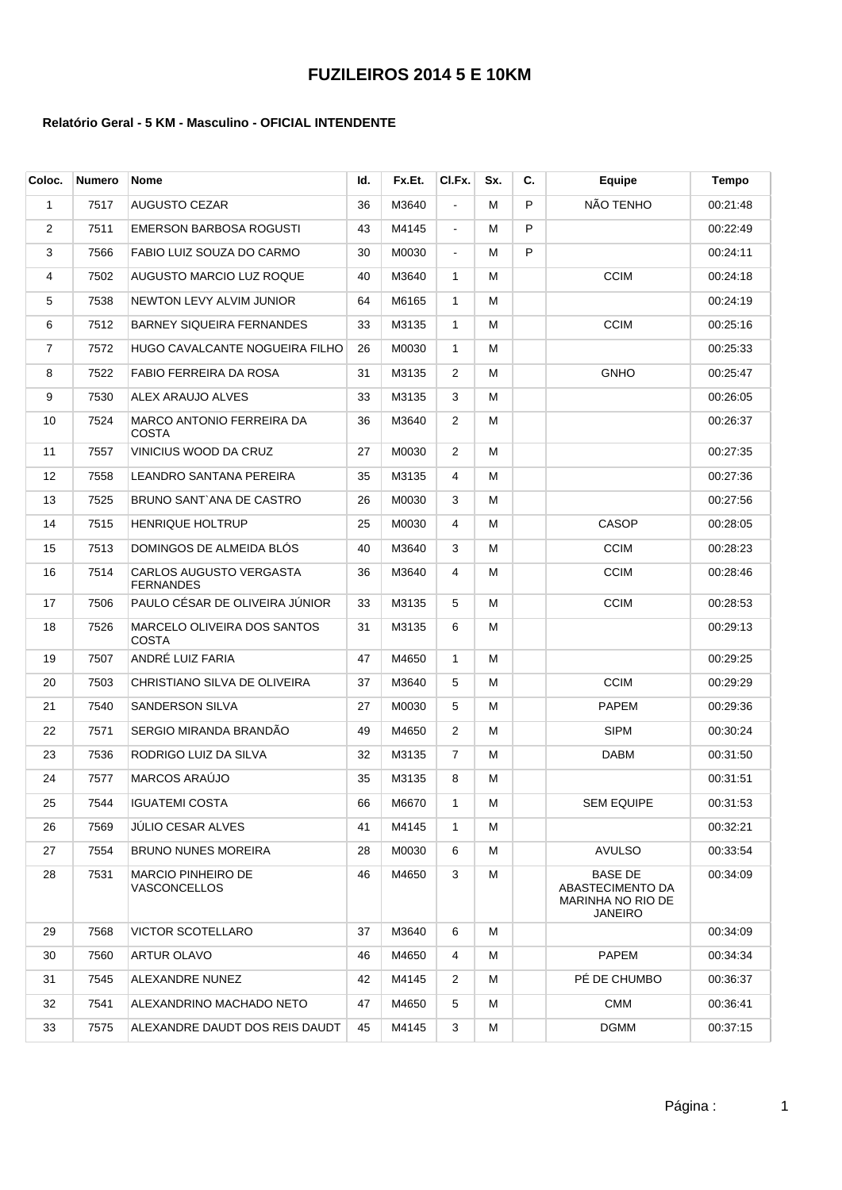# FUZILEIROS 2014 5 E 10KM

**Relatório Geral - 5 KM - Masculino - OFICIAL INTENDENTE**

| Coloc. | Numero | Nome | Id. | Fx.Et. | Cl.Fx. | Sx. | C. | Equipe | Tempo |
|---|---|---|---|---|---|---|---|---|---|
| 1 | 7517 | AUGUSTO CEZAR | 36 | M3640 | - | M | P | NÃO TENHO | 00:21:48 |
| 2 | 7511 | EMERSON BARBOSA ROGUSTI | 43 | M4145 | - | M | P | | 00:22:49 |
| 3 | 7566 | FABIO LUIZ SOUZA DO CARMO | 30 | M0030 | - | M | P | | 00:24:11 |
| 4 | 7502 | AUGUSTO MARCIO LUZ ROQUE | 40 | M3640 | 1 | M | | CCIM | 00:24:18 |
| 5 | 7538 | NEWTON LEVY ALVIM JUNIOR | 64 | M6165 | 1 | M | | | 00:24:19 |
| 6 | 7512 | BARNEY SIQUEIRA FERNANDES | 33 | M3135 | 1 | M | | CCIM | 00:25:16 |
| 7 | 7572 | HUGO CAVALCANTE NOGUEIRA FILHO | 26 | M0030 | 1 | M | | | 00:25:33 |
| 8 | 7522 | FABIO FERREIRA DA ROSA | 31 | M3135 | 2 | M | | GNHO | 00:25:47 |
| 9 | 7530 | ALEX ARAUJO ALVES | 33 | M3135 | 3 | M | | | 00:26:05 |
| 10 | 7524 | MARCO ANTONIO FERREIRA DA COSTA | 36 | M3640 | 2 | M | | | 00:26:37 |
| 11 | 7557 | VINICIUS WOOD DA CRUZ | 27 | M0030 | 2 | M | | | 00:27:35 |
| 12 | 7558 | LEANDRO SANTANA PEREIRA | 35 | M3135 | 4 | M | | | 00:27:36 |
| 13 | 7525 | BRUNO SANT`ANA DE CASTRO | 26 | M0030 | 3 | M | | | 00:27:56 |
| 14 | 7515 | HENRIQUE HOLTRUP | 25 | M0030 | 4 | M | | CASOP | 00:28:05 |
| 15 | 7513 | DOMINGOS DE ALMEIDA BLÓS | 40 | M3640 | 3 | M | | CCIM | 00:28:23 |
| 16 | 7514 | CARLOS AUGUSTO VERGASTA FERNANDES | 36 | M3640 | 4 | M | | CCIM | 00:28:46 |
| 17 | 7506 | PAULO CÉSAR DE OLIVEIRA JÚNIOR | 33 | M3135 | 5 | M | | CCIM | 00:28:53 |
| 18 | 7526 | MARCELO OLIVEIRA DOS SANTOS COSTA | 31 | M3135 | 6 | M | | | 00:29:13 |
| 19 | 7507 | ANDRÉ LUIZ FARIA | 47 | M4650 | 1 | M | | | 00:29:25 |
| 20 | 7503 | CHRISTIANO SILVA DE OLIVEIRA | 37 | M3640 | 5 | M | | CCIM | 00:29:29 |
| 21 | 7540 | SANDERSON SILVA | 27 | M0030 | 5 | M | | PAPEM | 00:29:36 |
| 22 | 7571 | SERGIO MIRANDA BRANDÃO | 49 | M4650 | 2 | M | | SIPM | 00:30:24 |
| 23 | 7536 | RODRIGO LUIZ DA SILVA | 32 | M3135 | 7 | M | | DABM | 00:31:50 |
| 24 | 7577 | MARCOS ARAÚJO | 35 | M3135 | 8 | M | | | 00:31:51 |
| 25 | 7544 | IGUATEMI COSTA | 66 | M6670 | 1 | M | | SEM EQUIPE | 00:31:53 |
| 26 | 7569 | JÚLIO CESAR ALVES | 41 | M4145 | 1 | M | | | 00:32:21 |
| 27 | 7554 | BRUNO NUNES MOREIRA | 28 | M0030 | 6 | M | | AVULSO | 00:33:54 |
| 28 | 7531 | MARCIO PINHEIRO DE VASCONCELLOS | 46 | M4650 | 3 | M | | BASE DE ABASTECIMENTO DA MARINHA NO RIO DE JANEIRO | 00:34:09 |
| 29 | 7568 | VICTOR SCOTELLARO | 37 | M3640 | 6 | M | | | 00:34:09 |
| 30 | 7560 | ARTUR OLAVO | 46 | M4650 | 4 | M | | PAPEM | 00:34:34 |
| 31 | 7545 | ALEXANDRE NUNEZ | 42 | M4145 | 2 | M | | PÉ DE CHUMBO | 00:36:37 |
| 32 | 7541 | ALEXANDRINO MACHADO NETO | 47 | M4650 | 5 | M | | CMM | 00:36:41 |
| 33 | 7575 | ALEXANDRE DAUDT DOS REIS DAUDT | 45 | M4145 | 3 | M | | DGMM | 00:37:15 |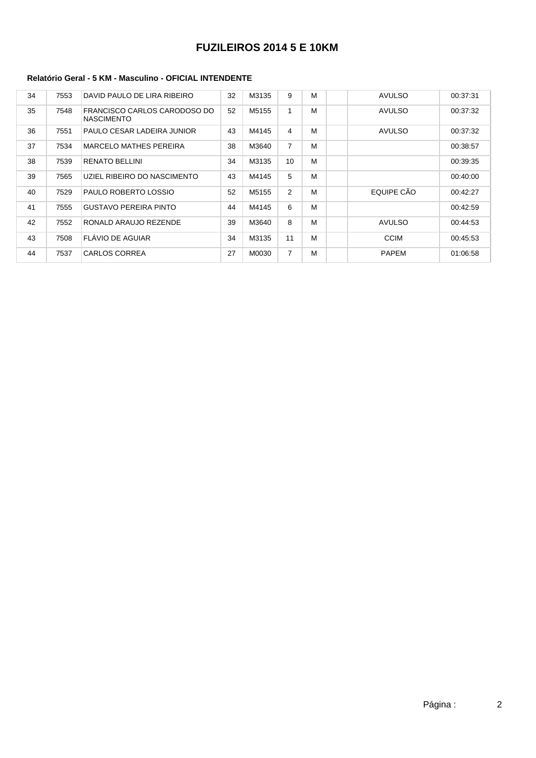# FUZILEIROS 2014 5 E 10KM

**Relatório Geral - 5 KM - Masculino - OFICIAL INTENDENTE**

| | | | | | | | | | |
|---|---|---|---|---|---|---|---|---|---|
| 34 | 7553 | DAVID PAULO DE LIRA RIBEIRO | 32 | M3135 | 9 | M | | AVULSO | 00:37:31 |
| 35 | 7548 | FRANCISCO CARLOS CARODOSO DO NASCIMENTO | 52 | M5155 | 1 | M | | AVULSO | 00:37:32 |
| 36 | 7551 | PAULO CESAR LADEIRA JUNIOR | 43 | M4145 | 4 | M | | AVULSO | 00:37:32 |
| 37 | 7534 | MARCELO MATHES PEREIRA | 38 | M3640 | 7 | M | | | 00:38:57 |
| 38 | 7539 | RENATO BELLINI | 34 | M3135 | 10 | M | | | 00:39:35 |
| 39 | 7565 | UZIEL RIBEIRO DO NASCIMENTO | 43 | M4145 | 5 | M | | | 00:40:00 |
| 40 | 7529 | PAULO ROBERTO LOSSIO | 52 | M5155 | 2 | M | | EQUIPE CÃO | 00:42:27 |
| 41 | 7555 | GUSTAVO PEREIRA PINTO | 44 | M4145 | 6 | M | | | 00:42:59 |
| 42 | 7552 | RONALD ARAUJO REZENDE | 39 | M3640 | 8 | M | | AVULSO | 00:44:53 |
| 43 | 7508 | FLÁVIO DE AGUIAR | 34 | M3135 | 11 | M | | CCIM | 00:45:53 |
| 44 | 7537 | CARLOS CORREA | 27 | M0030 | 7 | M | | PAPEM | 01:06:58 |